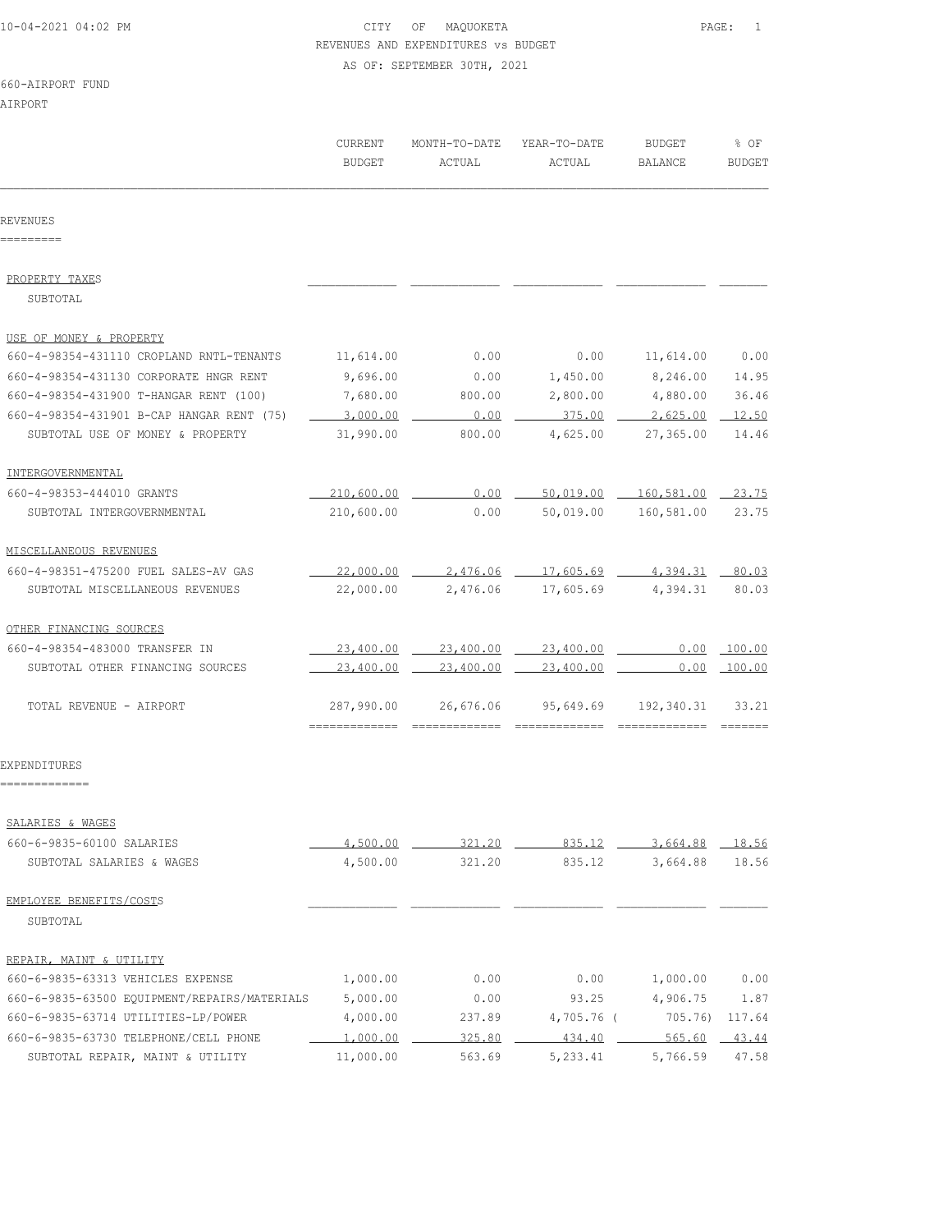CITY OF MAQUOKETA
REVENUES AND EXPENDITURES vs BUDGET
AS OF: SEPTEMBER 30TH, 2021

660-AIRPORT FUND
AIRPORT

| | CURRENT BUDGET | MONTH-TO-DATE ACTUAL | YEAR-TO-DATE ACTUAL | BUDGET BALANCE | % OF BUDGET |
|---|---|---|---|---|---|
| **REVENUES** | | | | | |
| PROPERTY TAXES | | | | | |
| SUBTOTAL | | | | | |
| USE OF MONEY & PROPERTY | | | | | |
| 660-4-98354-431110 CROPLAND RNTL-TENANTS | 11,614.00 | 0.00 | 0.00 | 11,614.00 | 0.00 |
| 660-4-98354-431130 CORPORATE HNGR RENT | 9,696.00 | 0.00 | 1,450.00 | 8,246.00 | 14.95 |
| 660-4-98354-431900 T-HANGAR RENT (100) | 7,680.00 | 800.00 | 2,800.00 | 4,880.00 | 36.46 |
| 660-4-98354-431901 B-CAP HANGAR RENT (75) | 3,000.00 | 0.00 | 375.00 | 2,625.00 | 12.50 |
| SUBTOTAL USE OF MONEY & PROPERTY | 31,990.00 | 800.00 | 4,625.00 | 27,365.00 | 14.46 |
| INTERGOVERNMENTAL | | | | | |
| 660-4-98353-444010 GRANTS | 210,600.00 | 0.00 | 50,019.00 | 160,581.00 | 23.75 |
| SUBTOTAL INTERGOVERNMENTAL | 210,600.00 | 0.00 | 50,019.00 | 160,581.00 | 23.75 |
| MISCELLANEOUS REVENUES | | | | | |
| 660-4-98351-475200 FUEL SALES-AV GAS | 22,000.00 | 2,476.06 | 17,605.69 | 4,394.31 | 80.03 |
| SUBTOTAL MISCELLANEOUS REVENUES | 22,000.00 | 2,476.06 | 17,605.69 | 4,394.31 | 80.03 |
| OTHER FINANCING SOURCES | | | | | |
| 660-4-98354-483000 TRANSFER IN | 23,400.00 | 23,400.00 | 23,400.00 | 0.00 | 100.00 |
| SUBTOTAL OTHER FINANCING SOURCES | 23,400.00 | 23,400.00 | 23,400.00 | 0.00 | 100.00 |
| TOTAL REVENUE - AIRPORT | 287,990.00 | 26,676.06 | 95,649.69 | 192,340.31 | 33.21 |
| **EXPENDITURES** | | | | | |
| SALARIES & WAGES | | | | | |
| 660-6-9835-60100 SALARIES | 4,500.00 | 321.20 | 835.12 | 3,664.88 | 18.56 |
| SUBTOTAL SALARIES & WAGES | 4,500.00 | 321.20 | 835.12 | 3,664.88 | 18.56 |
| EMPLOYEE BENEFITS/COSTS | | | | | |
| SUBTOTAL | | | | | |
| REPAIR, MAINT & UTILITY | | | | | |
| 660-6-9835-63313 VEHICLES EXPENSE | 1,000.00 | 0.00 | 0.00 | 1,000.00 | 0.00 |
| 660-6-9835-63500 EQUIPMENT/REPAIRS/MATERIALS | 5,000.00 | 0.00 | 93.25 | 4,906.75 | 1.87 |
| 660-6-9835-63714 UTILITIES-LP/POWER | 4,000.00 | 237.89 | 4,705.76 | ( 705.76) | 117.64 |
| 660-6-9835-63730 TELEPHONE/CELL PHONE | 1,000.00 | 325.80 | 434.40 | 565.60 | 43.44 |
| SUBTOTAL REPAIR, MAINT & UTILITY | 11,000.00 | 563.69 | 5,233.41 | 5,766.59 | 47.58 |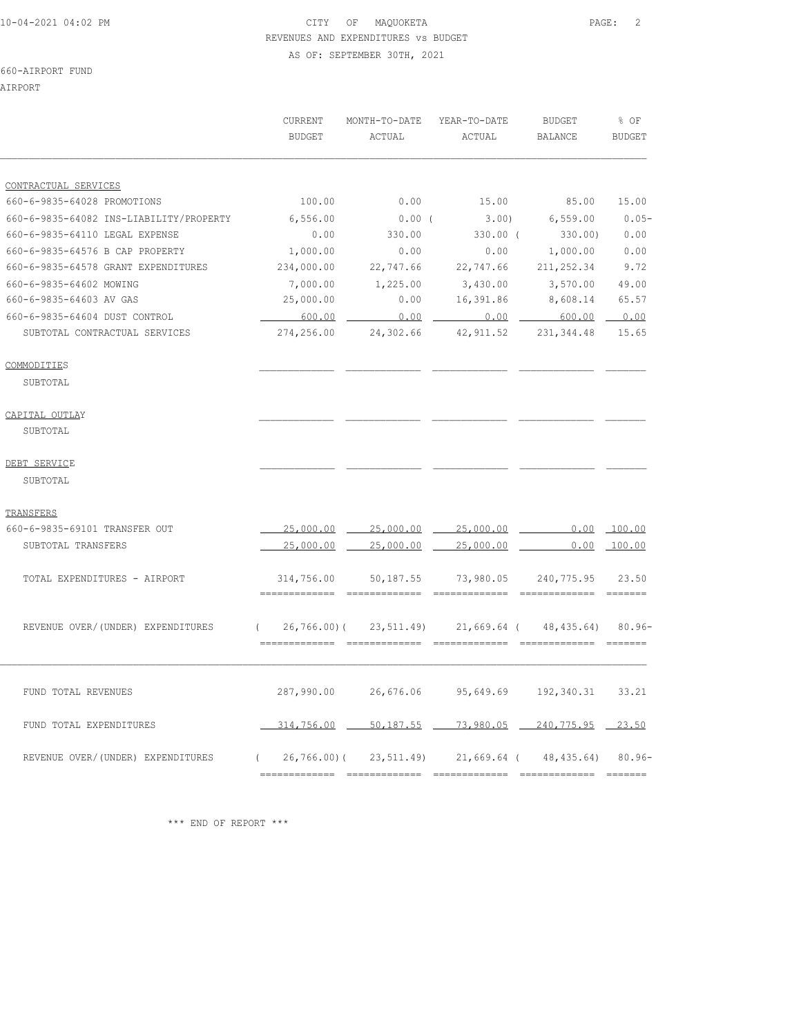CITY OF MAQUOKETA
REVENUES AND EXPENDITURES vs BUDGET
AS OF: SEPTEMBER 30TH, 2021

660-AIRPORT FUND

AIRPORT

| | CURRENT BUDGET | MONTH-TO-DATE ACTUAL | YEAR-TO-DATE ACTUAL | BUDGET BALANCE | % OF BUDGET |
|---|---|---|---|---|---|
| CONTRACTUAL SERVICES | | | | | |
| 660-6-9835-64028 PROMOTIONS | 100.00 | 0.00 | 15.00 | 85.00 | 15.00 |
| 660-6-9835-64082 INS-LIABILITY/PROPERTY | 6,556.00 | 0.00 | ( 3.00) | 6,559.00 | 0.05- |
| 660-6-9835-64110 LEGAL EXPENSE | 0.00 | 330.00 | 330.00 | ( 330.00) | 0.00 |
| 660-6-9835-64576 B CAP PROPERTY | 1,000.00 | 0.00 | 0.00 | 1,000.00 | 0.00 |
| 660-6-9835-64578 GRANT EXPENDITURES | 234,000.00 | 22,747.66 | 22,747.66 | 211,252.34 | 9.72 |
| 660-6-9835-64602 MOWING | 7,000.00 | 1,225.00 | 3,430.00 | 3,570.00 | 49.00 |
| 660-6-9835-64603 AV GAS | 25,000.00 | 0.00 | 16,391.86 | 8,608.14 | 65.57 |
| 660-6-9835-64604 DUST CONTROL | 600.00 | 0.00 | 0.00 | 600.00 | 0.00 |
| SUBTOTAL CONTRACTUAL SERVICES | 274,256.00 | 24,302.66 | 42,911.52 | 231,344.48 | 15.65 |
| COMMODITIES | | | | | |
| SUBTOTAL | | | | | |
| CAPITAL OUTLAY | | | | | |
| SUBTOTAL | | | | | |
| DEBT SERVICE | | | | | |
| SUBTOTAL | | | | | |
| TRANSFERS | | | | | |
| 660-6-9835-69101 TRANSFER OUT | 25,000.00 | 25,000.00 | 25,000.00 | 0.00 | 100.00 |
| SUBTOTAL TRANSFERS | 25,000.00 | 25,000.00 | 25,000.00 | 0.00 | 100.00 |
| TOTAL EXPENDITURES - AIRPORT | 314,756.00 | 50,187.55 | 73,980.05 | 240,775.95 | 23.50 |
| REVENUE OVER/(UNDER) EXPENDITURES | ( 26,766.00) | ( 23,511.49) | 21,669.64 | ( 48,435.64) | 80.96- |
| FUND TOTAL REVENUES | 287,990.00 | 26,676.06 | 95,649.69 | 192,340.31 | 33.21 |
| FUND TOTAL EXPENDITURES | 314,756.00 | 50,187.55 | 73,980.05 | 240,775.95 | 23.50 |
| REVENUE OVER/(UNDER) EXPENDITURES | ( 26,766.00) | ( 23,511.49) | 21,669.64 | ( 48,435.64) | 80.96- |

*** END OF REPORT ***